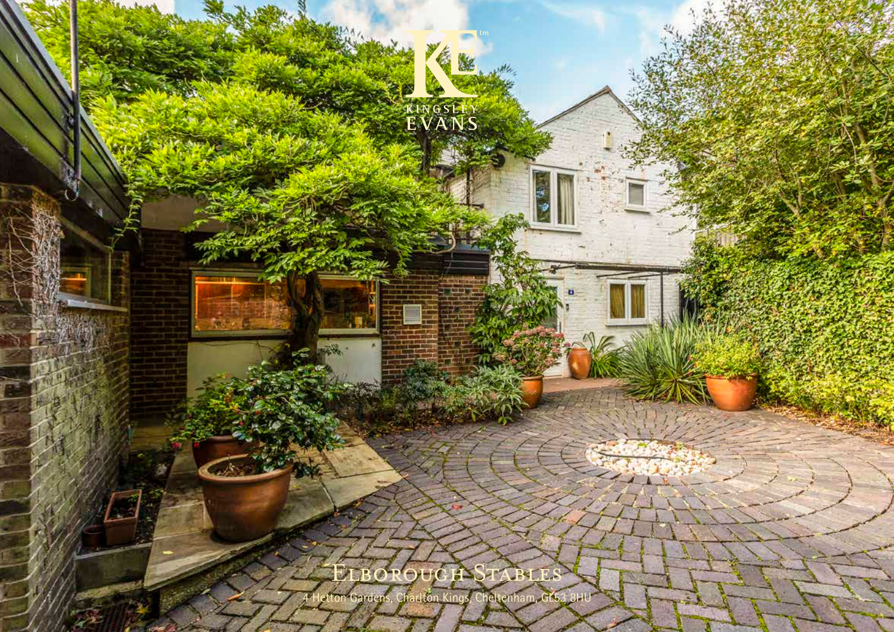KINGSLEY EVANS

# Elborough Stables

4 Hetton Gardens, Charlton Kings, Cheltenham, GL53 8HU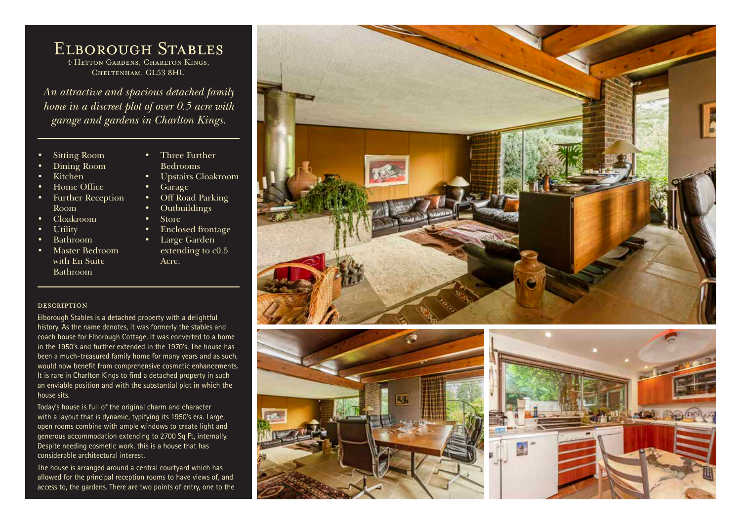# Elborough Stables

4 Hetton Gardens, Charlton Kings, Cheltenham, GL53 8HU

*An attractive and spacious detached family home in a discreet plot of over 0.5 acre with garage and gardens in Charlton Kings.*

- Sitting Room
- Dining Room
- Kitchen
- Home Office
- Further Reception Room
- Cloakroom
- Utility
- Bathroom
- Master Bedroom with En Suite Bathroom
- Three Further Bedrooms
- Upstairs Cloakroom
- Garage
- Off Road Parking
- Outbuildings
- Store
- Enclosed frontage
- Large Garden extending to c0.5 Acre.

## DESCRIPTION

Elborough Stables is a detached property with a delightful history. As the name denotes, it was formerly the stables and coach house for Elborough Cottage. It was converted to a home in the 1950's and further extended in the 1970's. The house has been a much-treasured family home for many years and as such, would now benefit from comprehensive cosmetic enhancements. It is rare in Charlton Kings to find a detached property in such an enviable position and with the substantial plot in which the house sits.

Today's house is full of the original charm and character with a layout that is dynamic, typifying its 1950's era. Large, open rooms combine with ample windows to create light and generous accommodation extending to 2700 Sq Ft, internally. Despite needing cosmetic work, this is a house that has considerable architectural interest.

The house is arranged around a central courtyard which has allowed for the principal reception rooms to have views of, and access to, the gardens. There are two points of entry, one to the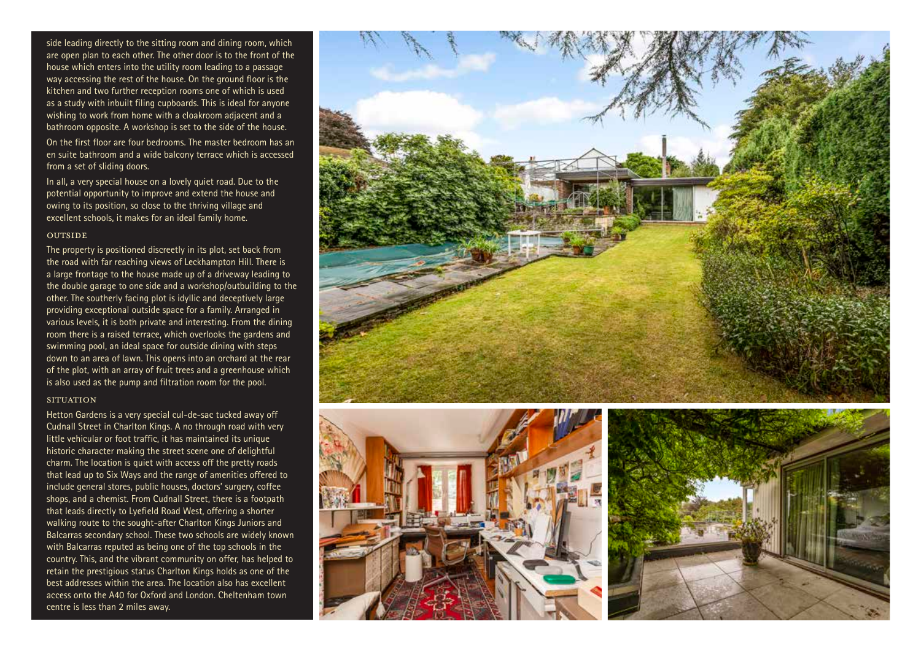side leading directly to the sitting room and dining room, which are open plan to each other. The other door is to the front of the house which enters into the utility room leading to a passage way accessing the rest of the house. On the ground floor is the kitchen and two further reception rooms one of which is used as a study with inbuilt filing cupboards. This is ideal for anyone wishing to work from home with a cloakroom adjacent and a bathroom opposite. A workshop is set to the side of the house.

On the first floor are four bedrooms. The master bedroom has an en suite bathroom and a wide balcony terrace which is accessed from a set of sliding doors.

In all, a very special house on a lovely quiet road. Due to the potential opportunity to improve and extend the house and owing to its position, so close to the thriving village and excellent schools, it makes for an ideal family home.

## OUTSIDE

The property is positioned discreetly in its plot, set back from the road with far reaching views of Leckhampton Hill. There is a large frontage to the house made up of a driveway leading to the double garage to one side and a workshop/outbuilding to the other. The southerly facing plot is idyllic and deceptively large providing exceptional outside space for a family. Arranged in various levels, it is both private and interesting. From the dining room there is a raised terrace, which overlooks the gardens and swimming pool, an ideal space for outside dining with steps down to an area of lawn. This opens into an orchard at the rear of the plot, with an array of fruit trees and a greenhouse which is also used as the pump and filtration room for the pool.

## SITUATION

Hetton Gardens is a very special cul-de-sac tucked away off Cudnall Street in Charlton Kings. A no through road with very little vehicular or foot traffic, it has maintained its unique historic character making the street scene one of delightful charm. The location is quiet with access off the pretty roads that lead up to Six Ways and the range of amenities offered to include general stores, public houses, doctors' surgery, coffee shops, and a chemist. From Cudnall Street, there is a footpath that leads directly to Lyefield Road West, offering a shorter walking route to the sought-after Charlton Kings Juniors and Balcarras secondary school. These two schools are widely known with Balcarras reputed as being one of the top schools in the country. This, and the vibrant community on offer, has helped to retain the prestigious status Charlton Kings holds as one of the best addresses within the area. The location also has excellent access onto the A40 for Oxford and London. Cheltenham town centre is less than 2 miles away.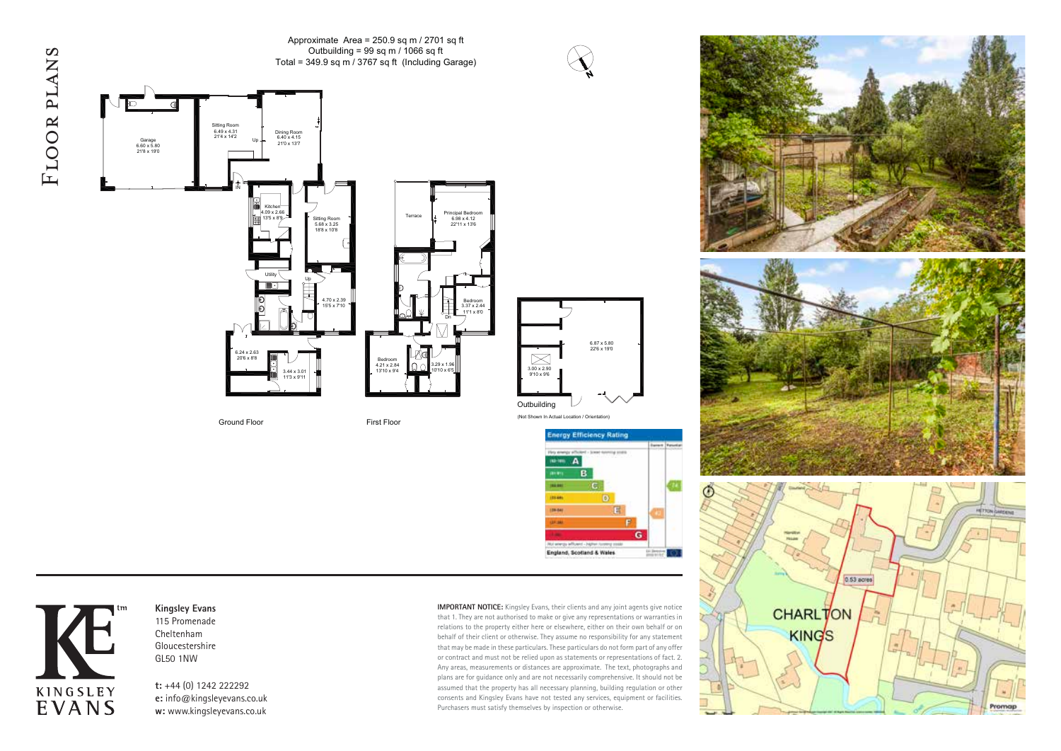# Floor Plans

Approximate Area = 250.9 sq m / 2701 sq ft
Outbuilding = 99 sq m / 1066 sq ft
Total = 349.9 sq m / 3767 sq ft (Including Garage)

Garage
6.60 x 5.80
21'8 x 19'0

Sitting Room
6.49 x 4.31
21'4 x 14'2

Dining Room
6.40 x 4.15
21'0 x 13'7

Kitchen
4.09 x 2.66
13'5 x 8'9

Sitting Room
5.68 x 3.25
18'8 x 10'8

Utility

4.70 x 2.39
15'5 x 7'10

6.24 x 2.63
20'6 x 8'8

3.44 x 3.01
11'3 x 9'11

Ground Floor

Terrace

Principal Bedroom
6.98 x 4.12
22'11 x 13'6

Bedroom
3.37 x 2.44
11'1 x 8'0

Bedroom
4.21 x 2.84
13'10 x 9'4

3.29 x 1.96
10'10 x 6'5

First Floor

6.87 x 5.80
22'6 x 19'0

3.00 x 2.90
9'10 x 9'6

Outbuilding
(Not Shown In Actual Location / Orientation)

Energy Efficiency Rating

Current: 42
Potential: 74

England, Scotland & Wales

0.53 acres

CHARLTON KINGS

**Kingsley Evans**
115 Promenade
Cheltenham
Gloucestershire
GL50 1NW

**t:** +44 (0) 1242 222292
**e:** info@kingsleyevans.co.uk
**w:** www.kingsleyevans.co.uk

**IMPORTANT NOTICE:** Kingsley Evans, their clients and any joint agents give notice that 1. They are not authorised to make or give any representations or warranties in relations to the property either here or elsewhere, either on their own behalf or on behalf of their client or otherwise. They assume no responsibility for any statement that may be made in these particulars. These particulars do not form part of any offer or contract and must not be relied upon as statements or representations of fact. 2. Any areas, measurements or distances are approximate. The text, photographs and plans are for guidance only and are not necessarily comprehensive. It should not be assumed that the property has all necessary planning, building regulation or other consents and Kingsley Evans have not tested any services, equipment or facilities. Purchasers must satisfy themselves by inspection or otherwise.